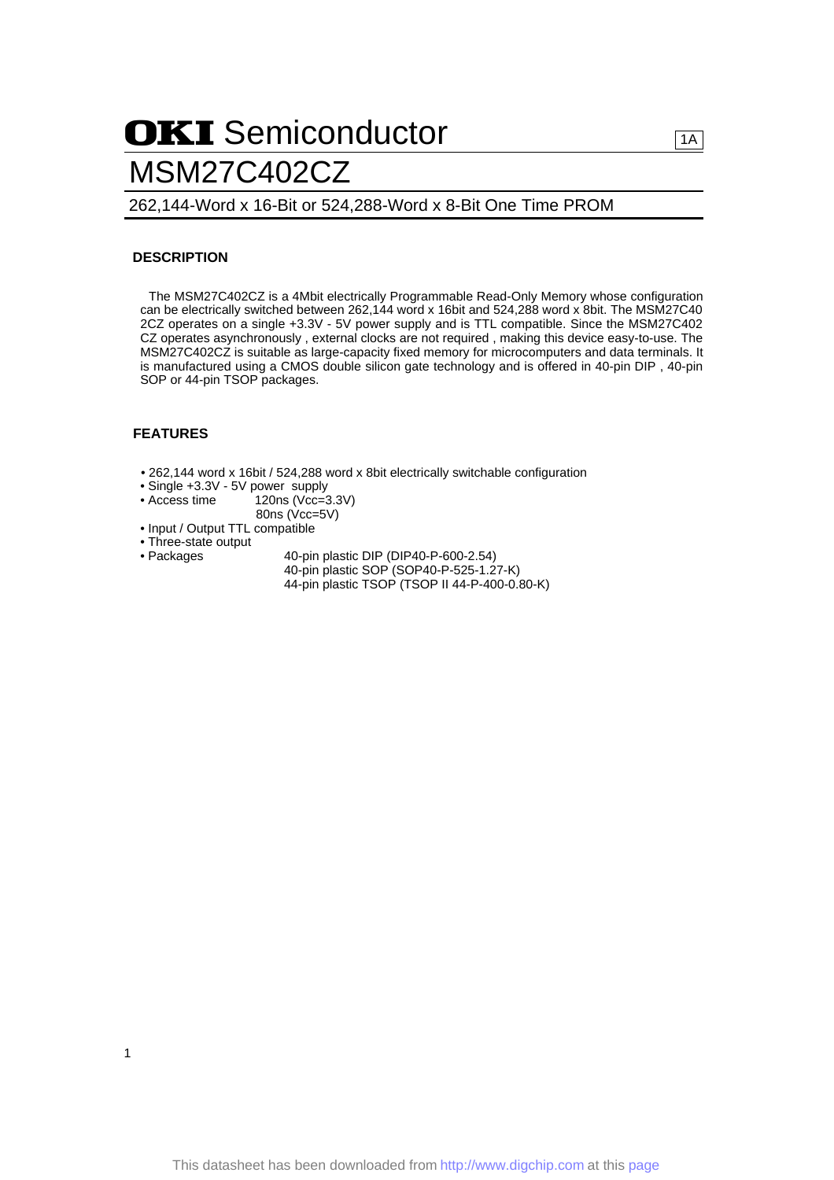# OKI Semiconductor

# MSM27C402CZ

1A

262,144-Word x 16-Bit or 524,288-Word x 8-Bit One Time PROM

## DESCRIPTION

The MSM27C402CZ is a 4Mbit electrically Programmable Read-Only Memory whose configuration can be electrically switched between 262,144 word x 16bit and 524,288 word x 8bit. The MSM27C402CZ operates on a single +3.3V - 5V power supply and is TTL compatible. Since the MSM27C402CZ operates asynchronously , external clocks are not required , making this device easy-to-use. The MSM27C402CZ is suitable as large-capacity fixed memory for microcomputers and data terminals. It is manufactured using a CMOS double silicon gate technology and is offered in 40-pin DIP , 40-pin SOP or 44-pin TSOP packages.

## FEATURES

- 262,144 word x 16bit / 524,288 word x 8bit electrically switchable configuration
- Single +3.3V - 5V power supply
- Access time 120ns (Vcc=3.3V)
  80ns (Vcc=5V)
- Input / Output TTL compatible
- Three-state output
- Packages 40-pin plastic DIP (DIP40-P-600-2.54)
  40-pin plastic SOP (SOP40-P-525-1.27-K)
  44-pin plastic TSOP (TSOP II 44-P-400-0.80-K)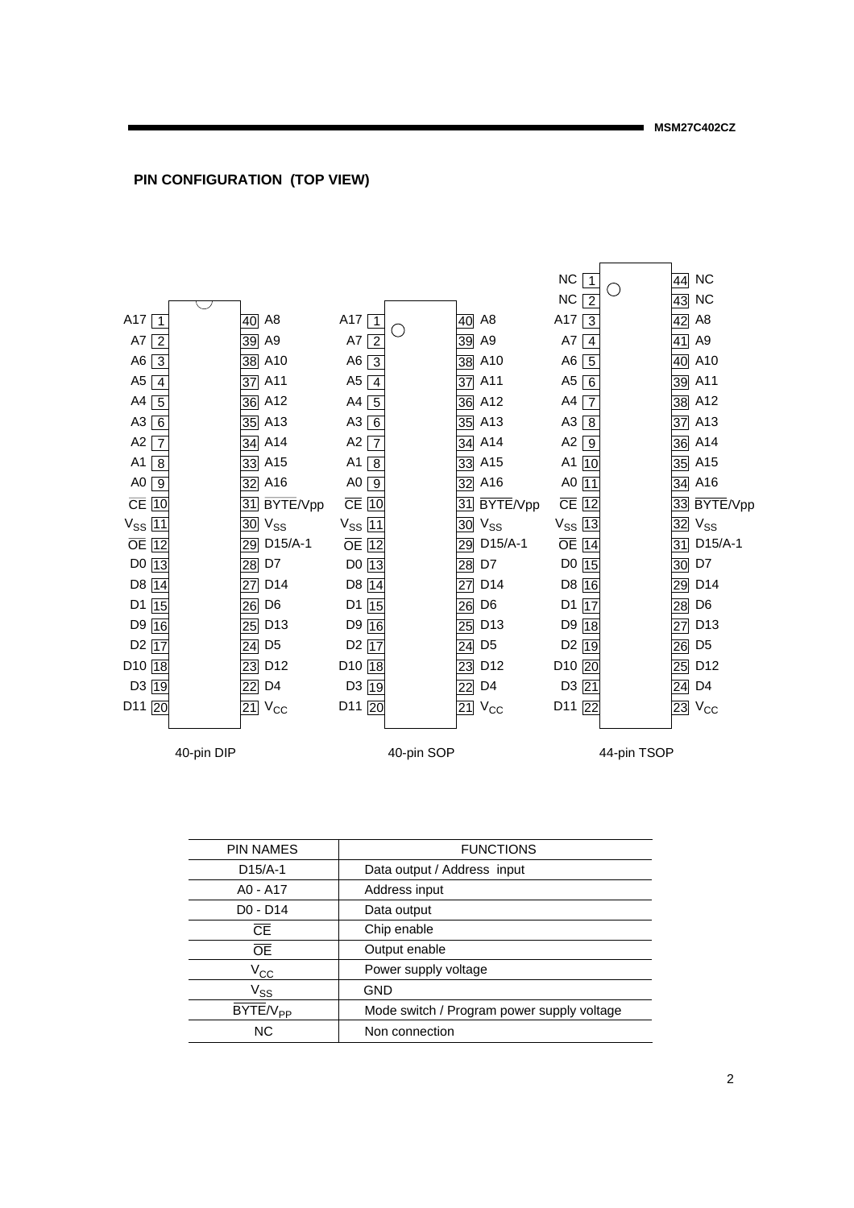## PIN CONFIGURATION (TOP VIEW)

**40-pin DIP**

| Pin | Name | Pin | Name |
|---|---|---|---|
| 1 | A17 | 40 | A8 |
| 2 | A7 | 39 | A9 |
| 3 | A6 | 38 | A10 |
| 4 | A5 | 37 | A11 |
| 5 | A4 | 36 | A12 |
| 6 | A3 | 35 | A13 |
| 7 | A2 | 34 | A14 |
| 8 | A1 | 33 | A15 |
| 9 | A0 | 32 | A16 |
| 10 | $\overline{CE}$ | 31 | $\overline{BYTE}$/Vpp |
| 11 | $V_{SS}$ | 30 | $V_{SS}$ |
| 12 | $\overline{OE}$ | 29 | D15/A-1 |
| 13 | D0 | 28 | D7 |
| 14 | D8 | 27 | D14 |
| 15 | D1 | 26 | D6 |
| 16 | D9 | 25 | D13 |
| 17 | D2 | 24 | D5 |
| 18 | D10 | 23 | D12 |
| 19 | D3 | 22 | D4 |
| 20 | D11 | 21 | $V_{CC}$ |

**40-pin SOP**

| Pin | Name | Pin | Name |
|---|---|---|---|
| 1 | A17 | 40 | A8 |
| 2 | A7 | 39 | A9 |
| 3 | A6 | 38 | A10 |
| 4 | A5 | 37 | A11 |
| 5 | A4 | 36 | A12 |
| 6 | A3 | 35 | A13 |
| 7 | A2 | 34 | A14 |
| 8 | A1 | 33 | A15 |
| 9 | A0 | 32 | A16 |
| 10 | $\overline{CE}$ | 31 | $\overline{BYTE}$/Vpp |
| 11 | $V_{SS}$ | 30 | $V_{SS}$ |
| 12 | $\overline{OE}$ | 29 | D15/A-1 |
| 13 | D0 | 28 | D7 |
| 14 | D8 | 27 | D14 |
| 15 | D1 | 26 | D6 |
| 16 | D9 | 25 | D13 |
| 17 | D2 | 24 | D5 |
| 18 | D10 | 23 | D12 |
| 19 | D3 | 22 | D4 |
| 20 | D11 | 21 | $V_{CC}$ |

**44-pin TSOP**

| Pin | Name | Pin | Name |
|---|---|---|---|
| 1 | NC | 44 | NC |
| 2 | NC | 43 | NC |
| 3 | A17 | 42 | A8 |
| 4 | A7 | 41 | A9 |
| 5 | A6 | 40 | A10 |
| 6 | A5 | 39 | A11 |
| 7 | A4 | 38 | A12 |
| 8 | A3 | 37 | A13 |
| 9 | A2 | 36 | A14 |
| 10 | A1 | 35 | A15 |
| 11 | A0 | 34 | A16 |
| 12 | $\overline{CE}$ | 33 | $\overline{BYTE}$/Vpp |
| 13 | $V_{SS}$ | 32 | $V_{SS}$ |
| 14 | $\overline{OE}$ | 31 | D15/A-1 |
| 15 | D0 | 30 | D7 |
| 16 | D8 | 29 | D14 |
| 17 | D1 | 28 | D6 |
| 18 | D9 | 27 | D13 |
| 19 | D2 | 26 | D5 |
| 20 | D10 | 25 | D12 |
| 21 | D3 | 24 | D4 |
| 22 | D11 | 23 | $V_{CC}$ |

| PIN NAMES | FUNCTIONS |
|---|---|
| D15/A-1 | Data output / Address input |
| A0 - A17 | Address input |
| D0 - D14 | Data output |
| $\overline{CE}$ | Chip enable |
| $\overline{OE}$ | Output enable |
| $V_{CC}$ | Power supply voltage |
| $V_{SS}$ | GND |
| $\overline{BYTE}/V_{PP}$ | Mode switch / Program power supply voltage |
| NC | Non connection |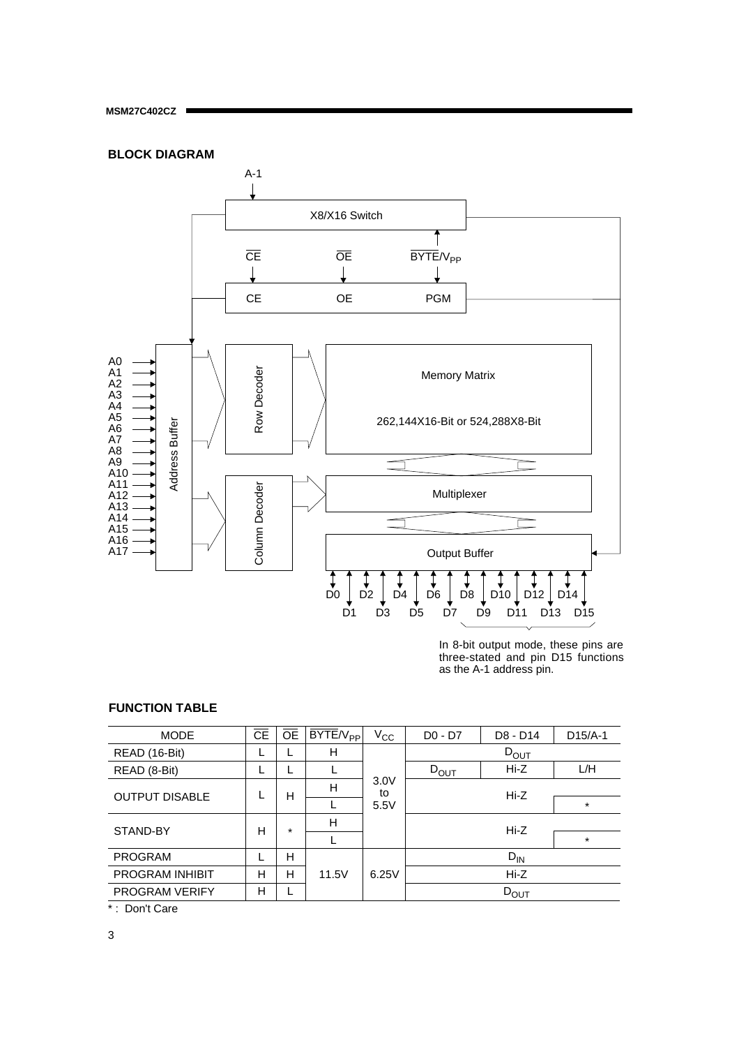## BLOCK DIAGRAM

A-1

X8/X16 Switch

$\overline{CE}$ $\overline{OE}$ $\overline{BYTE}/V_{PP}$

CE OE PGM

A0 A1 A2 A3 A4 A5 A6 A7 A8 A9 A10 A11 A12 A13 A14 A15 A16 A17

Address Buffer

Row Decoder

Column Decoder

Memory Matrix

262,144X16-Bit or 524,288X8-Bit

Multiplexer

Output Buffer

D0 D1 D2 D3 D4 D5 D6 D7 D8 D9 D10 D11 D12 D13 D14 D15

In 8-bit output mode, these pins are three-stated and pin D15 functions as the A-1 address pin.

## FUNCTION TABLE

| MODE | $\overline{CE}$ | $\overline{OE}$ | $\overline{BYTE}/V_{PP}$ | $V_{CC}$ | D0 - D7 | D8 - D14 | D15/A-1 |
|---|---|---|---|---|---|---|---|
| READ (16-Bit) | L | L | H | 3.0V to 5.5V | $D_{OUT}$ | | |
| READ (8-Bit) | L | L | L | | $D_{OUT}$ | Hi-Z | L/H |
| OUTPUT DISABLE | L | H | H | | Hi-Z | | |
| | | | L | | | | * |
| STAND-BY | H | * | H | | Hi-Z | | |
| | | | L | | | | * |
| PROGRAM | L | H | 11.5V | 6.25V | $D_{IN}$ | | |
| PROGRAM INHIBIT | H | H | | | Hi-Z | | |
| PROGRAM VERIFY | H | L | | | $D_{OUT}$ | | |

* : Don't Care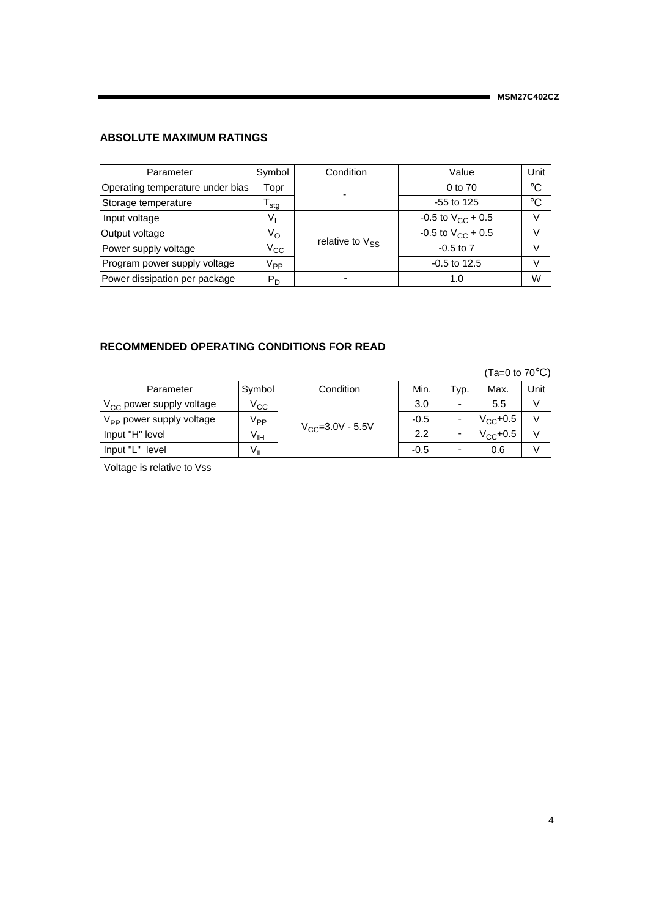## ABSOLUTE MAXIMUM RATINGS

| Parameter | Symbol | Condition | Value | Unit |
|---|---|---|---|---|
| Operating temperature under bias | Topr | - | 0 to 70 | °C |
| Storage temperature | $T_{stg}$ | - | -55 to 125 | °C |
| Input voltage | $V_I$ | relative to $V_{SS}$ | -0.5 to $V_{CC}$ + 0.5 | V |
| Output voltage | $V_O$ | relative to $V_{SS}$ | -0.5 to $V_{CC}$ + 0.5 | V |
| Power supply voltage | $V_{CC}$ | relative to $V_{SS}$ | -0.5 to 7 | V |
| Program power supply voltage | $V_{PP}$ | relative to $V_{SS}$ | -0.5 to 12.5 | V |
| Power dissipation per package | $P_D$ | - | 1.0 | W |

## RECOMMENDED OPERATING CONDITIONS FOR READ

(Ta=0 to 70°C)

| Parameter | Symbol | Condition | Min. | Typ. | Max. | Unit |
|---|---|---|---|---|---|---|
| $V_{CC}$ power supply voltage | $V_{CC}$ | $V_{CC}$=3.0V - 5.5V | 3.0 | - | 5.5 | V |
| $V_{PP}$ power supply voltage | $V_{PP}$ | $V_{CC}$=3.0V - 5.5V | -0.5 | - | $V_{CC}$+0.5 | V |
| Input "H" level | $V_{IH}$ | $V_{CC}$=3.0V - 5.5V | 2.2 | - | $V_{CC}$+0.5 | V |
| Input "L" level | $V_{IL}$ | $V_{CC}$=3.0V - 5.5V | -0.5 | - | 0.6 | V |

Voltage is relative to Vss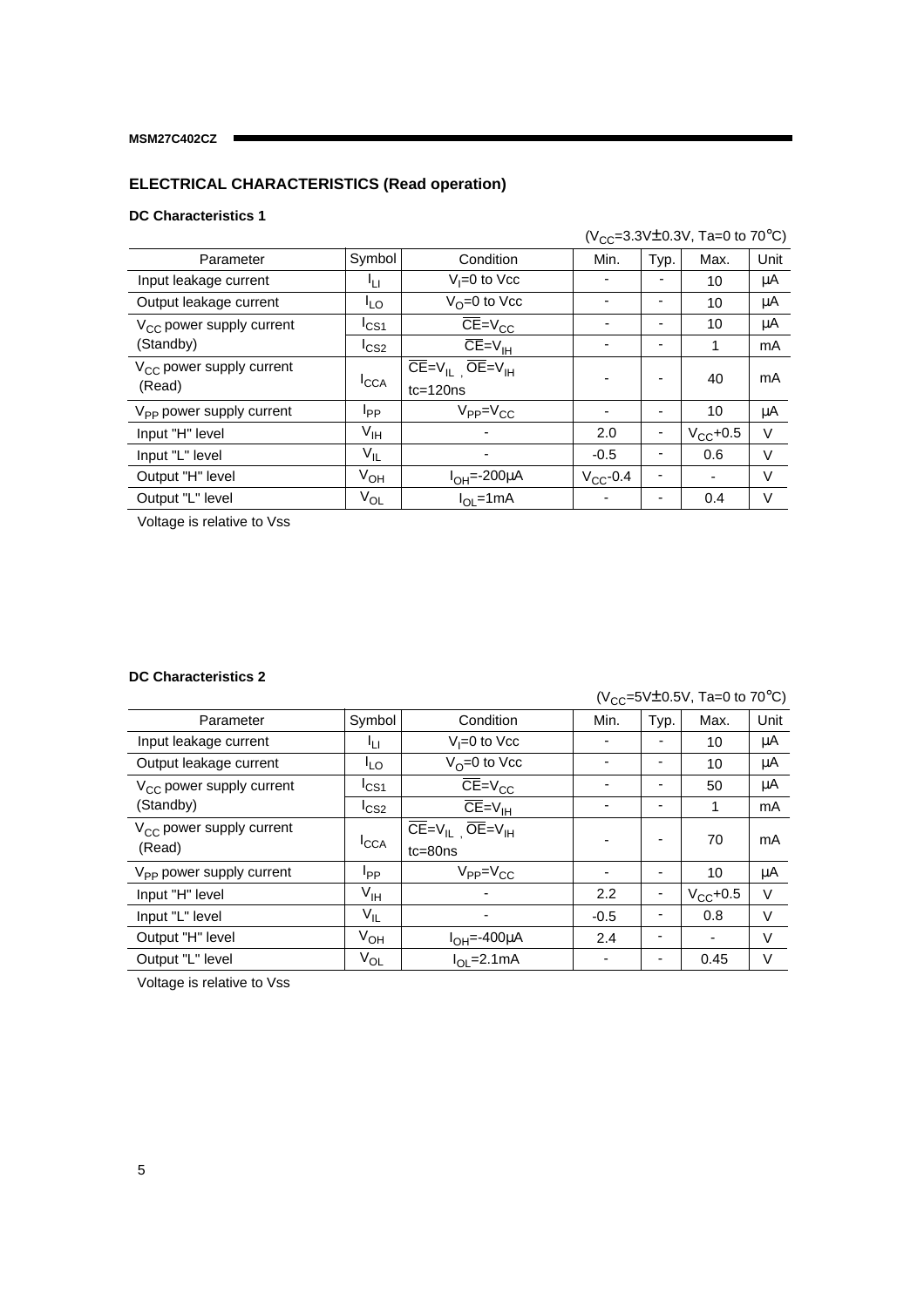## ELECTRICAL CHARACTERISTICS (Read operation)

### DC Characteristics 1

($V_{CC}$=3.3V±0.3V, Ta=0 to 70°C)

| Parameter | Symbol | Condition | Min. | Typ. | Max. | Unit |
|---|---|---|---|---|---|---|
| Input leakage current | $I_{LI}$ | $V_I$=0 to Vcc | - | - | 10 | µA |
| Output leakage current | $I_{LO}$ | $V_O$=0 to Vcc | - | - | 10 | µA |
| $V_{CC}$ power supply current (Standby) | $I_{CS1}$ | $\overline{CE}=V_{CC}$ | - | - | 10 | µA |
| | $I_{CS2}$ | $\overline{CE}=V_{IH}$ | - | - | 1 | mA |
| $V_{CC}$ power supply current (Read) | $I_{CCA}$ | $\overline{CE}=V_{IL}$ , $\overline{OE}=V_{IH}$ tc=120ns | - | - | 40 | mA |
| $V_{PP}$ power supply current | $I_{PP}$ | $V_{PP}=V_{CC}$ | - | - | 10 | µA |
| Input "H" level | $V_{IH}$ | - | 2.0 | - | $V_{CC}$+0.5 | V |
| Input "L" level | $V_{IL}$ | - | -0.5 | - | 0.6 | V |
| Output "H" level | $V_{OH}$ | $I_{OH}$=-200µA | $V_{CC}$-0.4 | - | - | V |
| Output "L" level | $V_{OL}$ | $I_{OL}$=1mA | - | - | 0.4 | V |

Voltage is relative to Vss

### DC Characteristics 2

($V_{CC}$=5V±0.5V, Ta=0 to 70°C)

| Parameter | Symbol | Condition | Min. | Typ. | Max. | Unit |
|---|---|---|---|---|---|---|
| Input leakage current | $I_{LI}$ | $V_I$=0 to Vcc | - | - | 10 | µA |
| Output leakage current | $I_{LO}$ | $V_O$=0 to Vcc | - | - | 10 | µA |
| $V_{CC}$ power supply current (Standby) | $I_{CS1}$ | $\overline{CE}=V_{CC}$ | - | - | 50 | µA |
| | $I_{CS2}$ | $\overline{CE}=V_{IH}$ | - | - | 1 | mA |
| $V_{CC}$ power supply current (Read) | $I_{CCA}$ | $\overline{CE}=V_{IL}$ , $\overline{OE}=V_{IH}$ tc=80ns | - | - | 70 | mA |
| $V_{PP}$ power supply current | $I_{PP}$ | $V_{PP}=V_{CC}$ | - | - | 10 | µA |
| Input "H" level | $V_{IH}$ | - | 2.2 | - | $V_{CC}$+0.5 | V |
| Input "L" level | $V_{IL}$ | - | -0.5 | - | 0.8 | V |
| Output "H" level | $V_{OH}$ | $I_{OH}$=-400µA | 2.4 | - | - | V |
| Output "L" level | $V_{OL}$ | $I_{OL}$=2.1mA | - | - | 0.45 | V |

Voltage is relative to Vss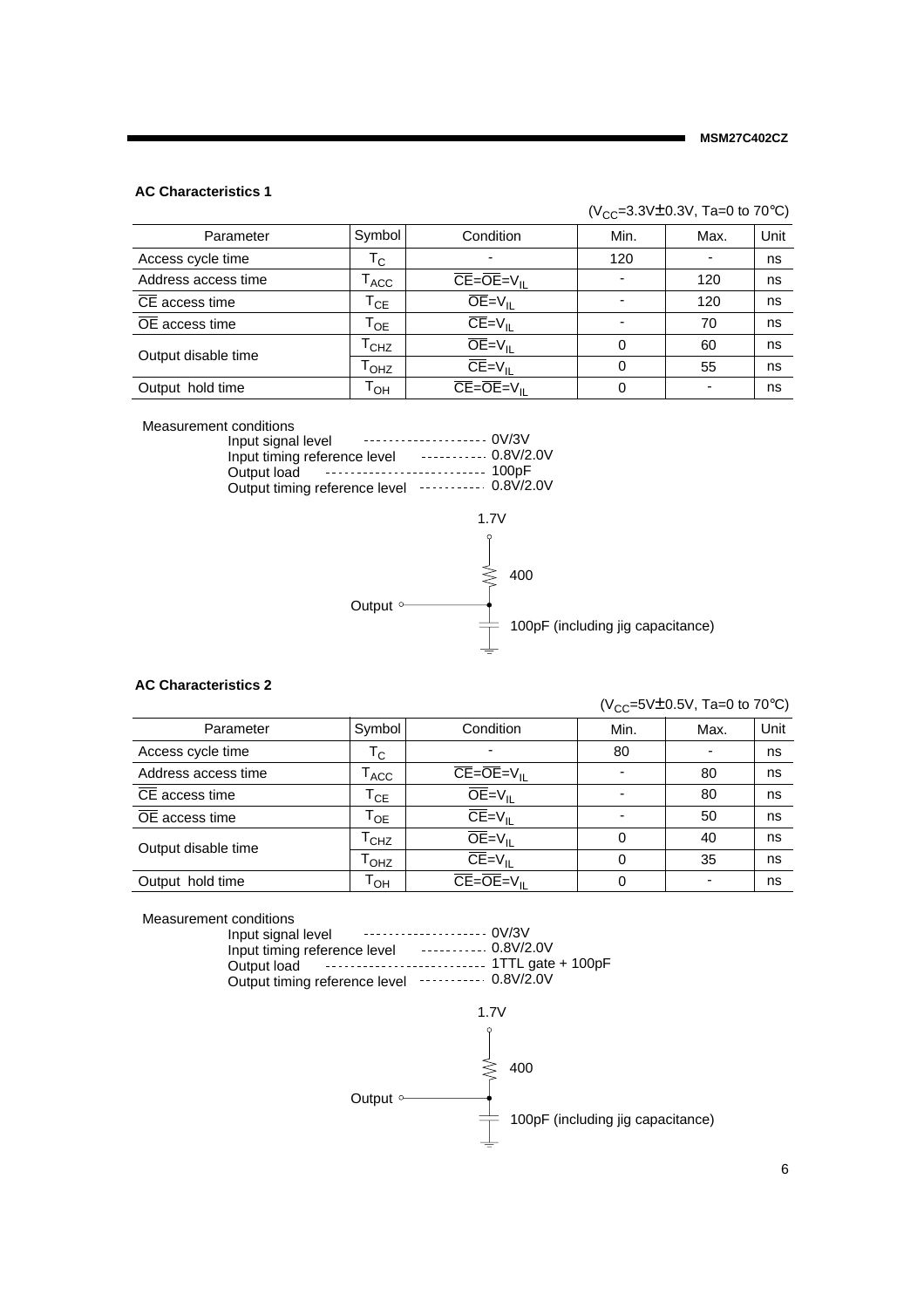## AC Characteristics 1

($V_{CC}$=3.3V±0.3V, Ta=0 to 70°C)

| Parameter | Symbol | Condition | Min. | Max. | Unit |
|---|---|---|---|---|---|
| Access cycle time | $T_C$ | - | 120 | - | ns |
| Address access time | $T_{ACC}$ | $\overline{CE}=\overline{OE}=V_{IL}$ | - | 120 | ns |
| $\overline{CE}$ access time | $T_{CE}$ | $\overline{OE}=V_{IL}$ | - | 120 | ns |
| $\overline{OE}$ access time | $T_{OE}$ | $\overline{CE}=V_{IL}$ | - | 70 | ns |
| Output disable time | $T_{CHZ}$ | $\overline{OE}=V_{IL}$ | 0 | 60 | ns |
| | $T_{OHZ}$ | $\overline{CE}=V_{IL}$ | 0 | 55 | ns |
| Output hold time | $T_{OH}$ | $\overline{CE}=\overline{OE}=V_{IL}$ | 0 | - | ns |

Measurement conditions

- Input signal level ------------------- 0V/3V
- Input timing reference level ---------- 0.8V/2.0V
- Output load ------------------------- 100pF
- Output timing reference level ---------- 0.8V/2.0V

1.7V

400

Output

100pF (including jig capacitance)

## AC Characteristics 2

($V_{CC}$=5V±0.5V, Ta=0 to 70°C)

| Parameter | Symbol | Condition | Min. | Max. | Unit |
|---|---|---|---|---|---|
| Access cycle time | $T_C$ | - | 80 | - | ns |
| Address access time | $T_{ACC}$ | $\overline{CE}=\overline{OE}=V_{IL}$ | - | 80 | ns |
| $\overline{CE}$ access time | $T_{CE}$ | $\overline{OE}=V_{IL}$ | - | 80 | ns |
| $\overline{OE}$ access time | $T_{OE}$ | $\overline{CE}=V_{IL}$ | - | 50 | ns |
| Output disable time | $T_{CHZ}$ | $\overline{OE}=V_{IL}$ | 0 | 40 | ns |
| | $T_{OHZ}$ | $\overline{CE}=V_{IL}$ | 0 | 35 | ns |
| Output hold time | $T_{OH}$ | $\overline{CE}=\overline{OE}=V_{IL}$ | 0 | - | ns |

Measurement conditions

- Input signal level ------------------- 0V/3V
- Input timing reference level ---------- 0.8V/2.0V
- Output load ------------------------- 1TTL gate + 100pF
- Output timing reference level ---------- 0.8V/2.0V

1.7V

400

Output

100pF (including jig capacitance)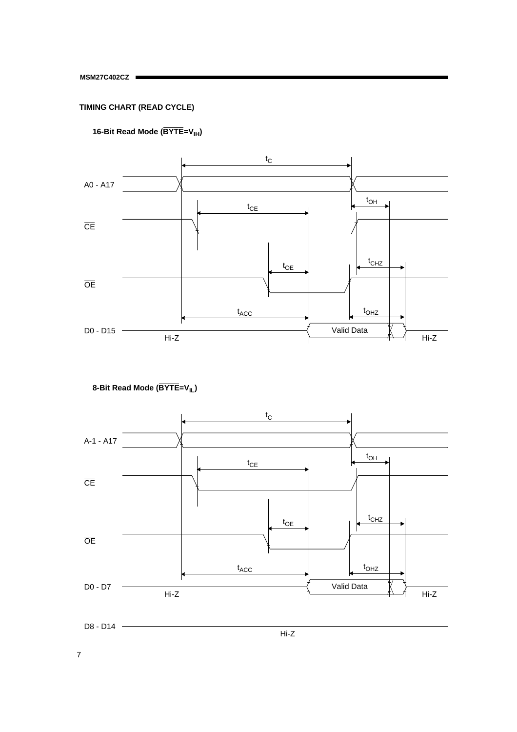## TIMING CHART (READ CYCLE)

### 16-Bit Read Mode ($\overline{BYTE}=V_{IH}$)

Signals: A0 - A17, $\overline{CE}$, $\overline{OE}$, D0 - D15

Timing parameters: $t_C$, $t_{CE}$, $t_{OE}$, $t_{ACC}$, $t_{OH}$, $t_{CHZ}$, $t_{OHZ}$

D0 - D15: Hi-Z — Valid Data — Hi-Z

### 8-Bit Read Mode ($\overline{BYTE}=V_{IL}$)

Signals: A-1 - A17, $\overline{CE}$, $\overline{OE}$, D0 - D7, D8 - D14

Timing parameters: $t_C$, $t_{CE}$, $t_{OE}$, $t_{ACC}$, $t_{OH}$, $t_{CHZ}$, $t_{OHZ}$

D0 - D7: Hi-Z — Valid Data — Hi-Z

D8 - D14: Hi-Z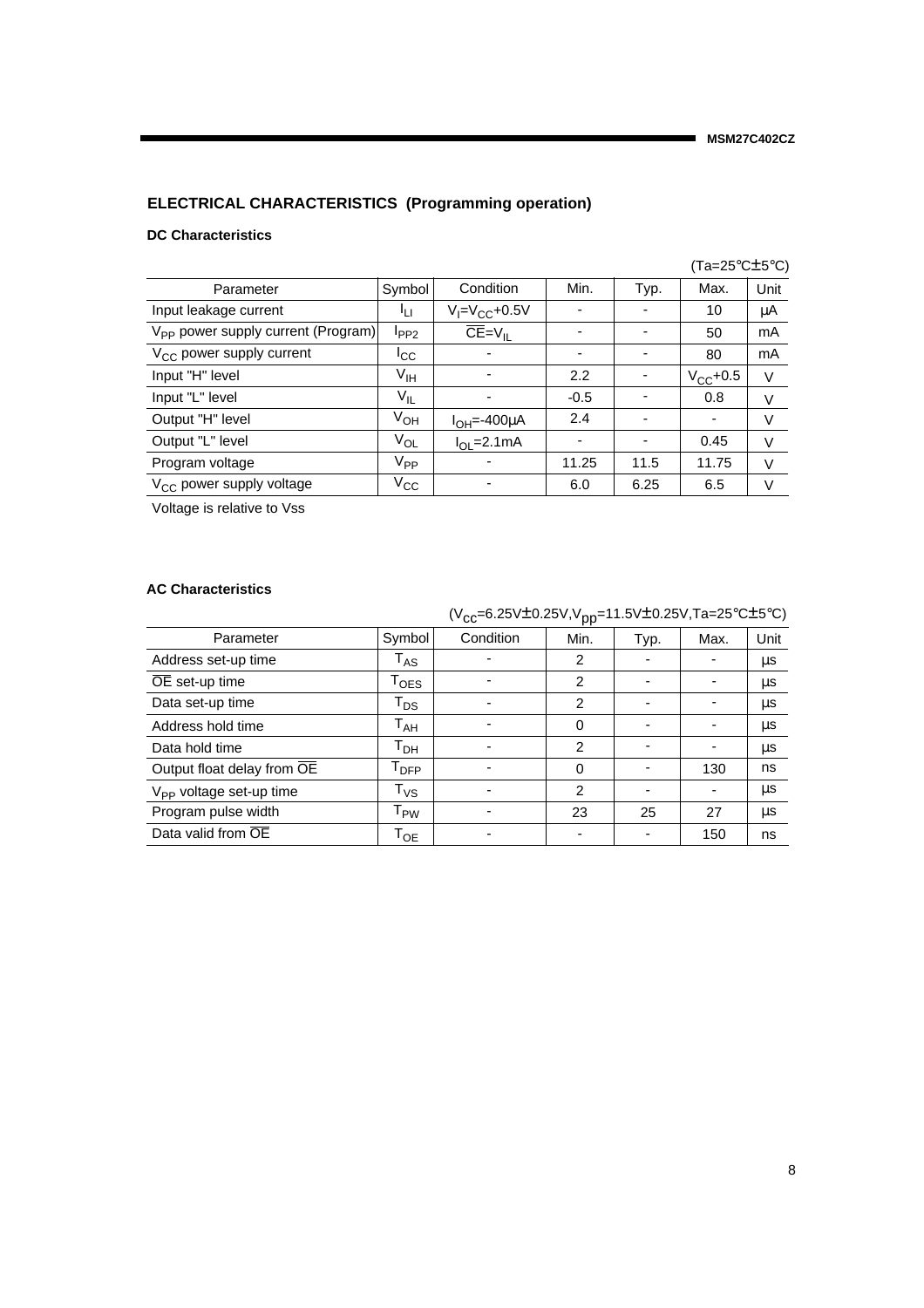## ELECTRICAL CHARACTERISTICS (Programming operation)

### DC Characteristics

(Ta=25°C±5°C)

| Parameter | Symbol | Condition | Min. | Typ. | Max. | Unit |
|---|---|---|---|---|---|---|
| Input leakage current | $I_{LI}$ | $V_I = V_{CC} + 0.5V$ | - | - | 10 | μA |
| $V_{PP}$ power supply current (Program) | $I_{PP2}$ | $\overline{CE} = V_{IL}$ | - | - | 50 | mA |
| $V_{CC}$ power supply current | $I_{CC}$ | - | - | - | 80 | mA |
| Input "H" level | $V_{IH}$ | - | 2.2 | - | $V_{CC}+0.5$ | V |
| Input "L" level | $V_{IL}$ | - | -0.5 | - | 0.8 | V |
| Output "H" level | $V_{OH}$ | $I_{OH} = -400\mu A$ | 2.4 | - | - | V |
| Output "L" level | $V_{OL}$ | $I_{OL} = 2.1mA$ | - | - | 0.45 | V |
| Program voltage | $V_{PP}$ | - | 11.25 | 11.5 | 11.75 | V |
| $V_{CC}$ power supply voltage | $V_{CC}$ | - | 6.0 | 6.25 | 6.5 | V |

Voltage is relative to Vss

### AC Characteristics

($V_{CC}$=6.25V±0.25V, $V_{pp}$=11.5V±0.25V, Ta=25°C±5°C)

| Parameter | Symbol | Condition | Min. | Typ. | Max. | Unit |
|---|---|---|---|---|---|---|
| Address set-up time | $T_{AS}$ | - | 2 | - | - | μs |
| $\overline{OE}$ set-up time | $T_{OES}$ | - | 2 | - | - | μs |
| Data set-up time | $T_{DS}$ | - | 2 | - | - | μs |
| Address hold time | $T_{AH}$ | - | 0 | - | - | μs |
| Data hold time | $T_{DH}$ | - | 2 | - | - | μs |
| Output float delay from $\overline{OE}$ | $T_{DFP}$ | - | 0 | - | 130 | ns |
| $V_{PP}$ voltage set-up time | $T_{VS}$ | - | 2 | - | - | μs |
| Program pulse width | $T_{PW}$ | - | 23 | 25 | 27 | μs |
| Data valid from $\overline{OE}$ | $T_{OE}$ | - | - | - | 150 | ns |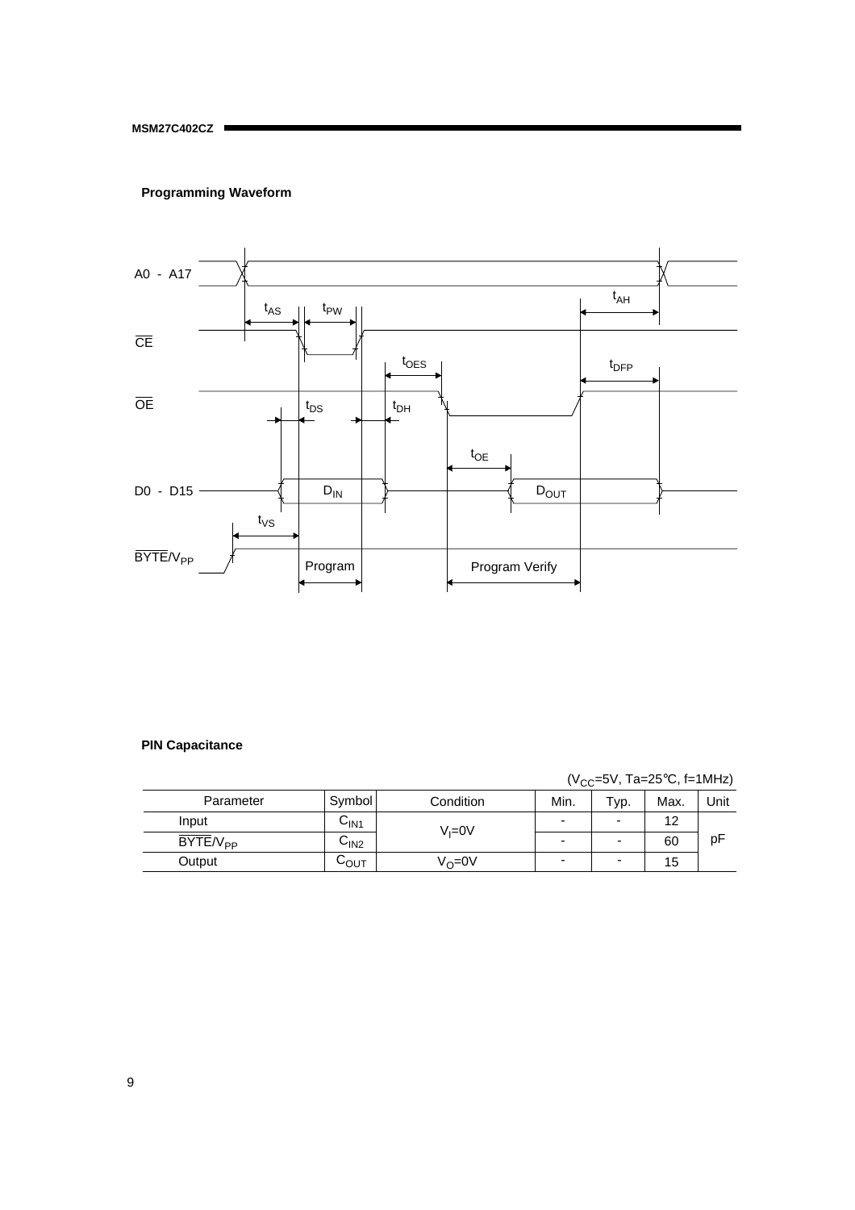### Programming Waveform

A0 - A17

$\overline{CE}$

$\overline{OE}$

D0 - D15

$\overline{BYTE}/V_{PP}$

$t_{AS}$ $t_{PW}$ $t_{AH}$ $t_{OES}$ $t_{DFP}$ $t_{DS}$ $t_{DH}$ $t_{OE}$ $t_{VS}$

$D_{IN}$ $D_{OUT}$

Program

Program Verify

### PIN Capacitance

($V_{CC}$=5V, Ta=25°C, f=1MHz)

| Parameter | Symbol | Condition | Min. | Typ. | Max. | Unit |
|---|---|---|---|---|---|---|
| Input | $C_{IN1}$ | $V_I$=0V | - | - | 12 | pF |
| $\overline{BYTE}/V_{PP}$ | $C_{IN2}$ | | - | - | 60 | |
| Output | $C_{OUT}$ | $V_O$=0V | - | - | 15 | |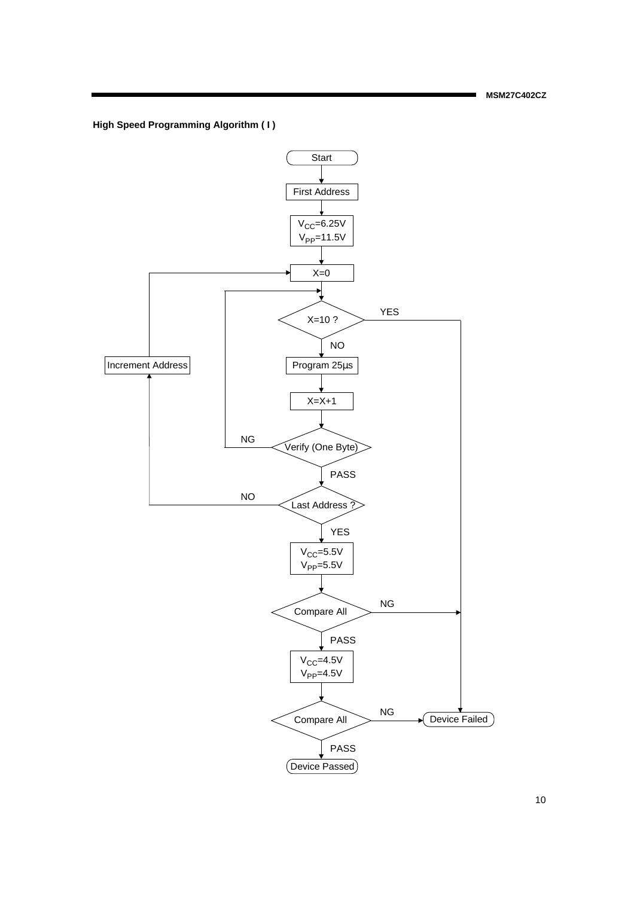**High Speed Programming Algorithm ( I )**

Start

First Address

$V_{CC}$=6.25V
$V_{PP}$=11.5V

X=0

X=10 ? — YES → Device Failed

NO

Program 25µs

X=X+1

Verify (One Byte) — NG → (return to X=10 ?)

PASS

Last Address ? — NO → Increment Address → (return to X=0)

YES

$V_{CC}$=5.5V
$V_{PP}$=5.5V

Compare All — NG → Device Failed

PASS

$V_{CC}$=4.5V
$V_{PP}$=4.5V

Compare All — NG → Device Failed

PASS

Device Passed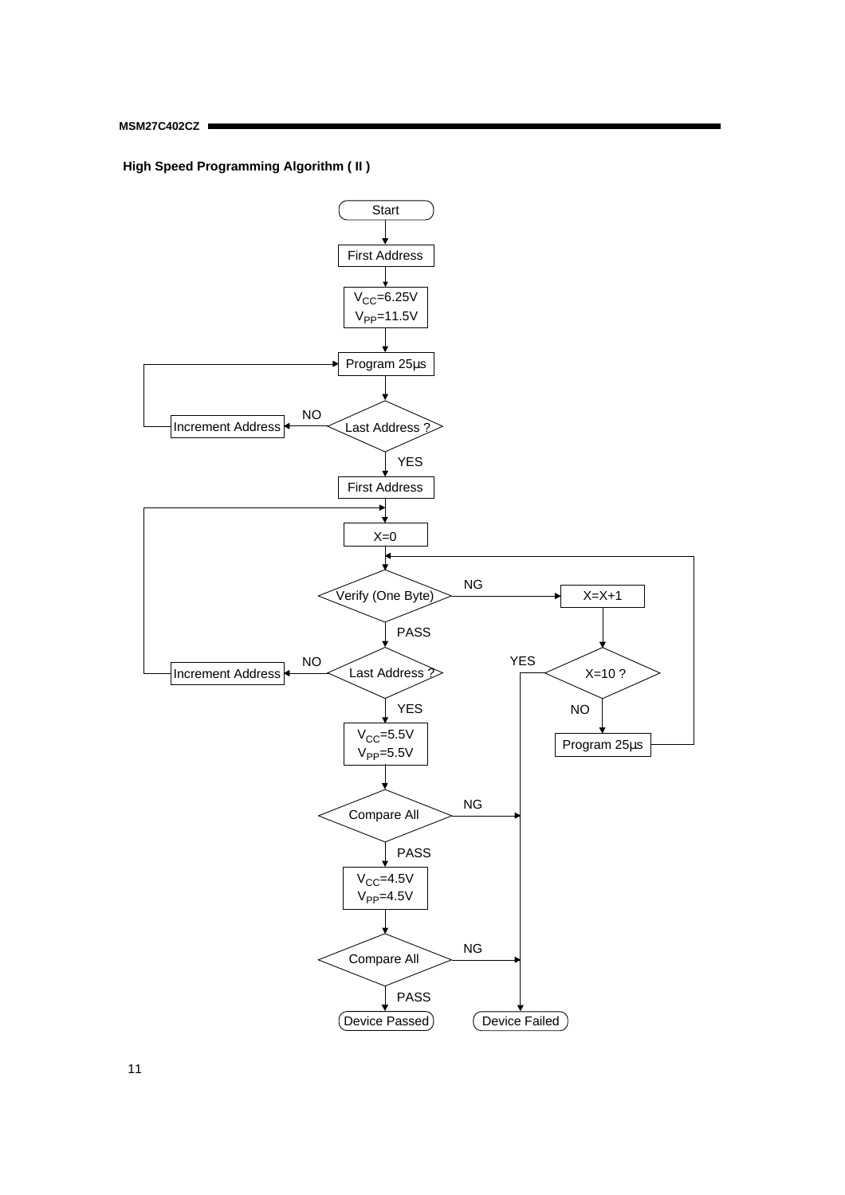**High Speed Programming Algorithm ( II )**

Start

First Address

$V_{CC}$=6.25V
$V_{PP}$=11.5V

Program 25µs

Last Address ?

NO

Increment Address

YES

First Address

X=0

Verify (One Byte)

NG

X=X+1

X=10 ?

YES

NO

Program 25µs

PASS

Last Address ?

NO

Increment Address

YES

$V_{CC}$=5.5V
$V_{PP}$=5.5V

Compare All

NG

PASS

$V_{CC}$=4.5V
$V_{PP}$=4.5V

Compare All

NG

PASS

Device Passed

Device Failed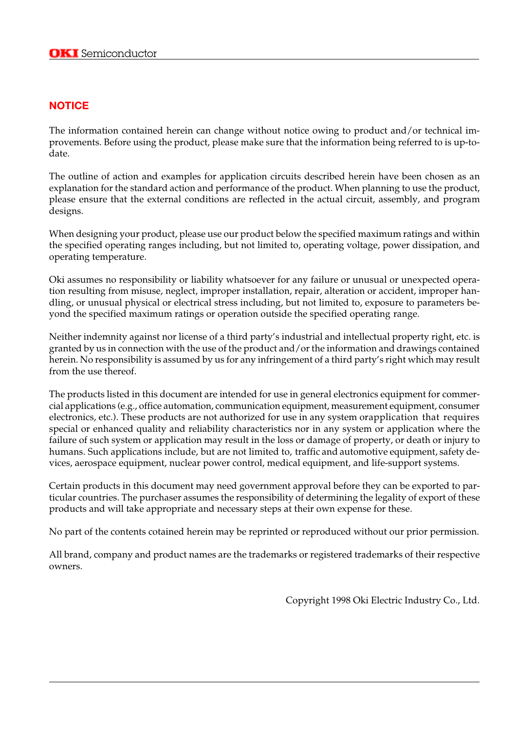## NOTICE

The information contained herein can change without notice owing to product and/or technical improvements. Before using the product, please make sure that the information being referred to is up-to-date.

The outline of action and examples for application circuits described herein have been chosen as an explanation for the standard action and performance of the product. When planning to use the product, please ensure that the external conditions are reflected in the actual circuit, assembly, and program designs.

When designing your product, please use our product below the specified maximum ratings and within the specified operating ranges including, but not limited to, operating voltage, power dissipation, and operating temperature.

Oki assumes no responsibility or liability whatsoever for any failure or unusual or unexpected operation resulting from misuse, neglect, improper installation, repair, alteration or accident, improper handling, or unusual physical or electrical stress including, but not limited to, exposure to parameters beyond the specified maximum ratings or operation outside the specified operating range.

Neither indemnity against nor license of a third party's industrial and intellectual property right, etc. is granted by us in connection with the use of the product and/or the information and drawings contained herein. No responsibility is assumed by us for any infringement of a third party's right which may result from the use thereof.

The products listed in this document are intended for use in general electronics equipment for commercial applications (e.g., office automation, communication equipment, measurement equipment, consumer electronics, etc.). These products are not authorized for use in any system orapplication that requires special or enhanced quality and reliability characteristics nor in any system or application where the failure of such system or application may result in the loss or damage of property, or death or injury to humans. Such applications include, but are not limited to, traffic and automotive equipment, safety devices, aerospace equipment, nuclear power control, medical equipment, and life-support systems.

Certain products in this document may need government approval before they can be exported to particular countries. The purchaser assumes the responsibility of determining the legality of export of these products and will take appropriate and necessary steps at their own expense for these.

No part of the contents cotained herein may be reprinted or reproduced without our prior permission.

All brand, company and product names are the trademarks or registered trademarks of their respective owners.

Copyright 1998 Oki Electric Industry Co., Ltd.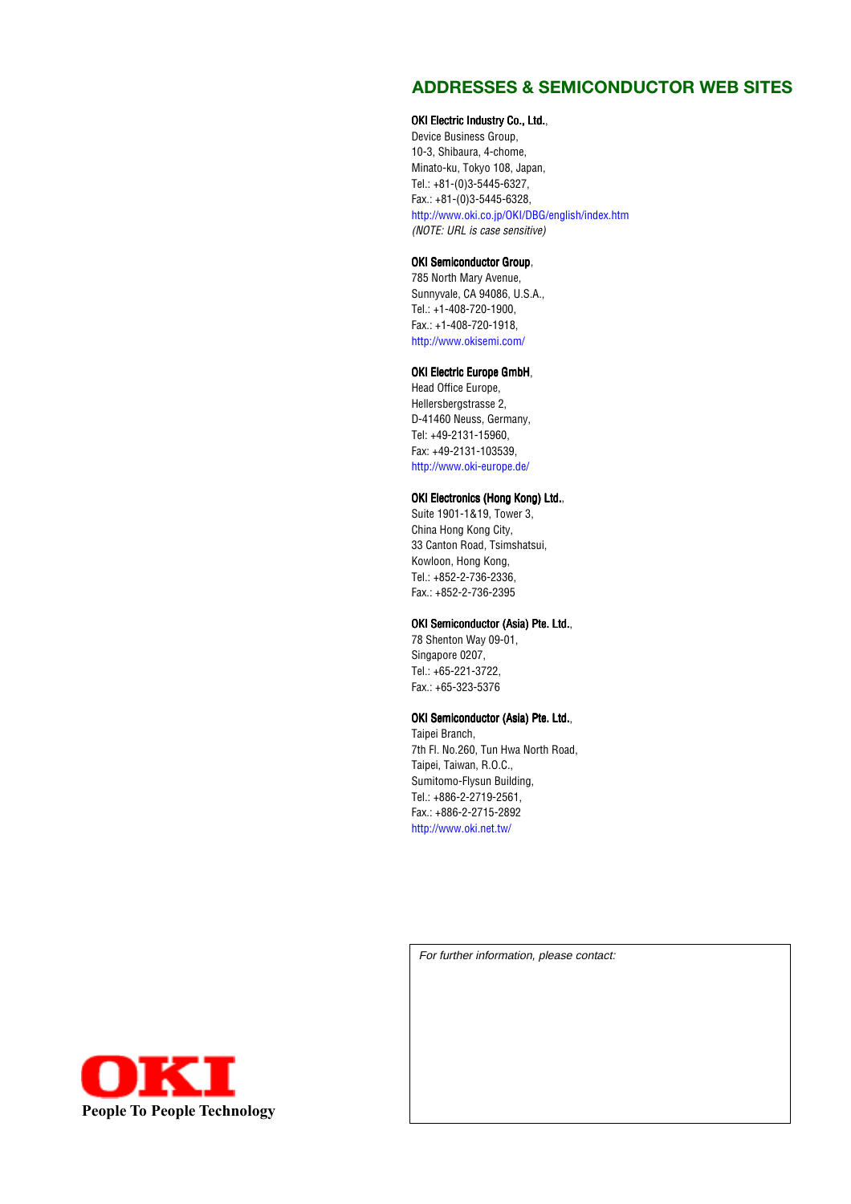## ADDRESSES & SEMICONDUCTOR WEB SITES

**OKI Electric Industry Co., Ltd.**,
Device Business Group,
10-3, Shibaura, 4-chome,
Minato-ku, Tokyo 108, Japan,
Tel.: +81-(0)3-5445-6327,
Fax.: +81-(0)3-5445-6328,
http://www.oki.co.jp/OKI/DBG/english/index.htm
*(NOTE: URL is case sensitive)*

**OKI Semiconductor Group**,
785 North Mary Avenue,
Sunnyvale, CA 94086, U.S.A.,
Tel.: +1-408-720-1900,
Fax.: +1-408-720-1918,
http://www.okisemi.com/

**OKI Electric Europe GmbH**,
Head Office Europe,
Hellersbergstrasse 2,
D-41460 Neuss, Germany,
Tel: +49-2131-15960,
Fax: +49-2131-103539,
http://www.oki-europe.de/

**OKI Electronics (Hong Kong) Ltd.**,
Suite 1901-1&19, Tower 3,
China Hong Kong City,
33 Canton Road, Tsimshatsui,
Kowloon, Hong Kong,
Tel.: +852-2-736-2336,
Fax.: +852-2-736-2395

**OKI Semiconductor (Asia) Pte. Ltd.**,
78 Shenton Way 09-01,
Singapore 0207,
Tel.: +65-221-3722,
Fax.: +65-323-5376

**OKI Semiconductor (Asia) Pte. Ltd.**,
Taipei Branch,
7th Fl. No.260, Tun Hwa North Road,
Taipei, Taiwan, R.O.C.,
Sumitomo-Flysun Building,
Tel.: +886-2-2719-2561,
Fax.: +886-2-2715-2892
http://www.oki.net.tw/

*For further information, please contact:*

**OKI**
**People To People Technology**